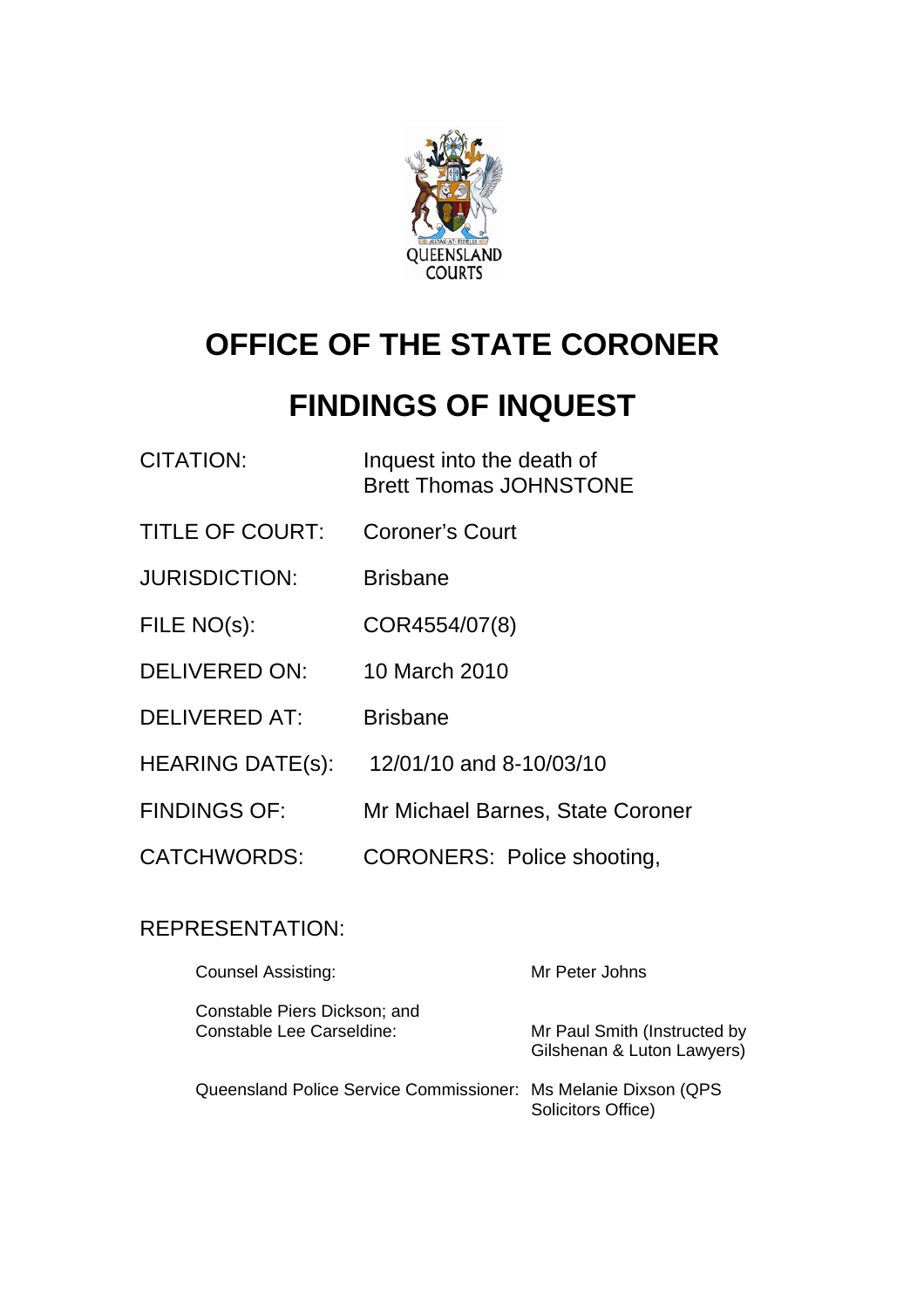QUEENSLAND COURTS

# OFFICE OF THE STATE CORONER

# FINDINGS OF INQUEST

| | |
|---|---|
| CITATION: | Inquest into the death of Brett Thomas JOHNSTONE |
| TITLE OF COURT: | Coroner's Court |
| JURISDICTION: | Brisbane |
| FILE NO(s): | COR4554/07(8) |
| DELIVERED ON: | 10 March 2010 |
| DELIVERED AT: | Brisbane |
| HEARING DATE(s): | 12/01/10 and 8-10/03/10 |
| FINDINGS OF: | Mr Michael Barnes, State Coroner |
| CATCHWORDS: | CORONERS: Police shooting, |

REPRESENTATION:

| | |
|---|---|
| Counsel Assisting: | Mr Peter Johns |
| Constable Piers Dickson; and Constable Lee Carseldine: | Mr Paul Smith (Instructed by Gilshenan & Luton Lawyers) |
| Queensland Police Service Commissioner: | Ms Melanie Dixson (QPS Solicitors Office) |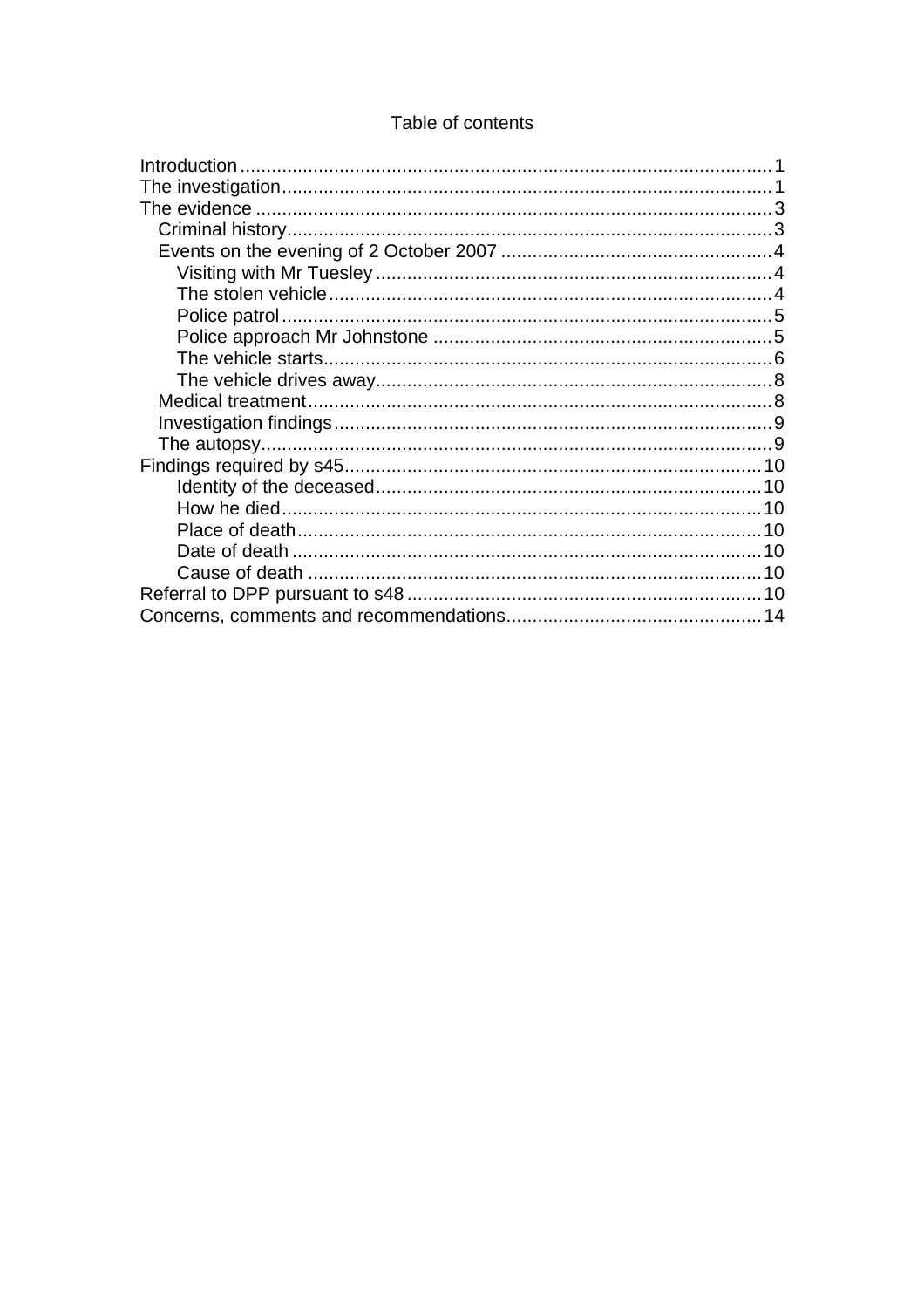# Table of contents

- Introduction ..... 1
- The investigation ..... 1
- The evidence ..... 3
  - Criminal history ..... 3
  - Events on the evening of 2 October 2007 ..... 4
    - Visiting with Mr Tuesley ..... 4
    - The stolen vehicle ..... 4
    - Police patrol ..... 5
    - Police approach Mr Johnstone ..... 5
    - The vehicle starts ..... 6
    - The vehicle drives away ..... 8
  - Medical treatment ..... 8
  - Investigation findings ..... 9
  - The autopsy ..... 9
- Findings required by s45 ..... 10
    - Identity of the deceased ..... 10
    - How he died ..... 10
    - Place of death ..... 10
    - Date of death ..... 10
    - Cause of death ..... 10
- Referral to DPP pursuant to s48 ..... 10
- Concerns, comments and recommendations ..... 14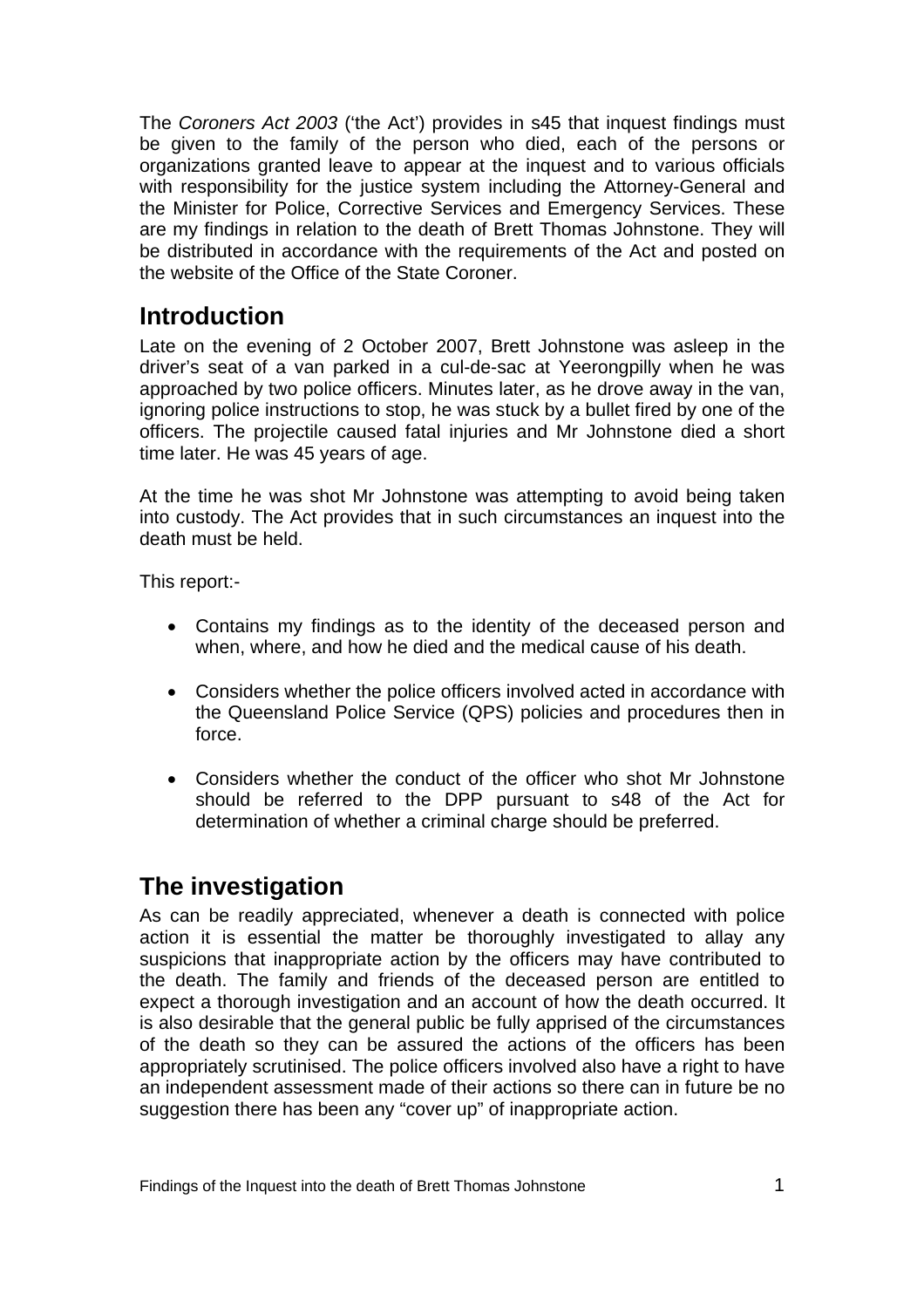The *Coroners Act 2003* ('the Act') provides in s45 that inquest findings must be given to the family of the person who died, each of the persons or organizations granted leave to appear at the inquest and to various officials with responsibility for the justice system including the Attorney-General and the Minister for Police, Corrective Services and Emergency Services. These are my findings in relation to the death of Brett Thomas Johnstone. They will be distributed in accordance with the requirements of the Act and posted on the website of the Office of the State Coroner.

## Introduction

Late on the evening of 2 October 2007, Brett Johnstone was asleep in the driver's seat of a van parked in a cul-de-sac at Yeerongpilly when he was approached by two police officers. Minutes later, as he drove away in the van, ignoring police instructions to stop, he was stuck by a bullet fired by one of the officers. The projectile caused fatal injuries and Mr Johnstone died a short time later. He was 45 years of age.

At the time he was shot Mr Johnstone was attempting to avoid being taken into custody. The Act provides that in such circumstances an inquest into the death must be held.

This report:-

- Contains my findings as to the identity of the deceased person and when, where, and how he died and the medical cause of his death.
- Considers whether the police officers involved acted in accordance with the Queensland Police Service (QPS) policies and procedures then in force.
- Considers whether the conduct of the officer who shot Mr Johnstone should be referred to the DPP pursuant to s48 of the Act for determination of whether a criminal charge should be preferred.

## The investigation

As can be readily appreciated, whenever a death is connected with police action it is essential the matter be thoroughly investigated to allay any suspicions that inappropriate action by the officers may have contributed to the death. The family and friends of the deceased person are entitled to expect a thorough investigation and an account of how the death occurred. It is also desirable that the general public be fully apprised of the circumstances of the death so they can be assured the actions of the officers has been appropriately scrutinised. The police officers involved also have a right to have an independent assessment made of their actions so there can in future be no suggestion there has been any "cover up" of inappropriate action.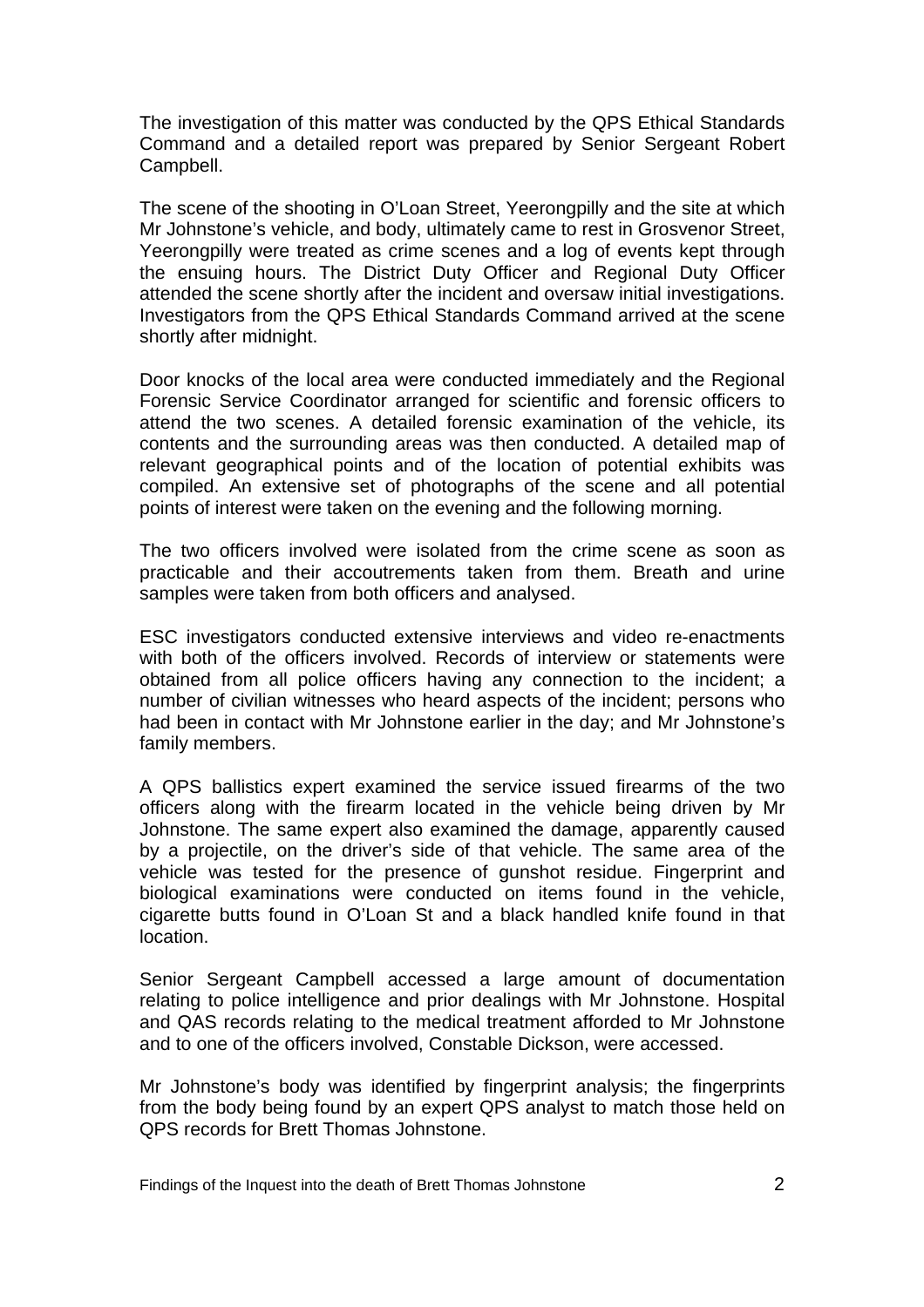The investigation of this matter was conducted by the QPS Ethical Standards Command and a detailed report was prepared by Senior Sergeant Robert Campbell.

The scene of the shooting in O'Loan Street, Yeerongpilly and the site at which Mr Johnstone's vehicle, and body, ultimately came to rest in Grosvenor Street, Yeerongpilly were treated as crime scenes and a log of events kept through the ensuing hours. The District Duty Officer and Regional Duty Officer attended the scene shortly after the incident and oversaw initial investigations. Investigators from the QPS Ethical Standards Command arrived at the scene shortly after midnight.

Door knocks of the local area were conducted immediately and the Regional Forensic Service Coordinator arranged for scientific and forensic officers to attend the two scenes. A detailed forensic examination of the vehicle, its contents and the surrounding areas was then conducted. A detailed map of relevant geographical points and of the location of potential exhibits was compiled. An extensive set of photographs of the scene and all potential points of interest were taken on the evening and the following morning.

The two officers involved were isolated from the crime scene as soon as practicable and their accoutrements taken from them. Breath and urine samples were taken from both officers and analysed.

ESC investigators conducted extensive interviews and video re-enactments with both of the officers involved. Records of interview or statements were obtained from all police officers having any connection to the incident; a number of civilian witnesses who heard aspects of the incident; persons who had been in contact with Mr Johnstone earlier in the day; and Mr Johnstone's family members.

A QPS ballistics expert examined the service issued firearms of the two officers along with the firearm located in the vehicle being driven by Mr Johnstone. The same expert also examined the damage, apparently caused by a projectile, on the driver's side of that vehicle. The same area of the vehicle was tested for the presence of gunshot residue. Fingerprint and biological examinations were conducted on items found in the vehicle, cigarette butts found in O'Loan St and a black handled knife found in that location.

Senior Sergeant Campbell accessed a large amount of documentation relating to police intelligence and prior dealings with Mr Johnstone. Hospital and QAS records relating to the medical treatment afforded to Mr Johnstone and to one of the officers involved, Constable Dickson, were accessed.

Mr Johnstone's body was identified by fingerprint analysis; the fingerprints from the body being found by an expert QPS analyst to match those held on QPS records for Brett Thomas Johnstone.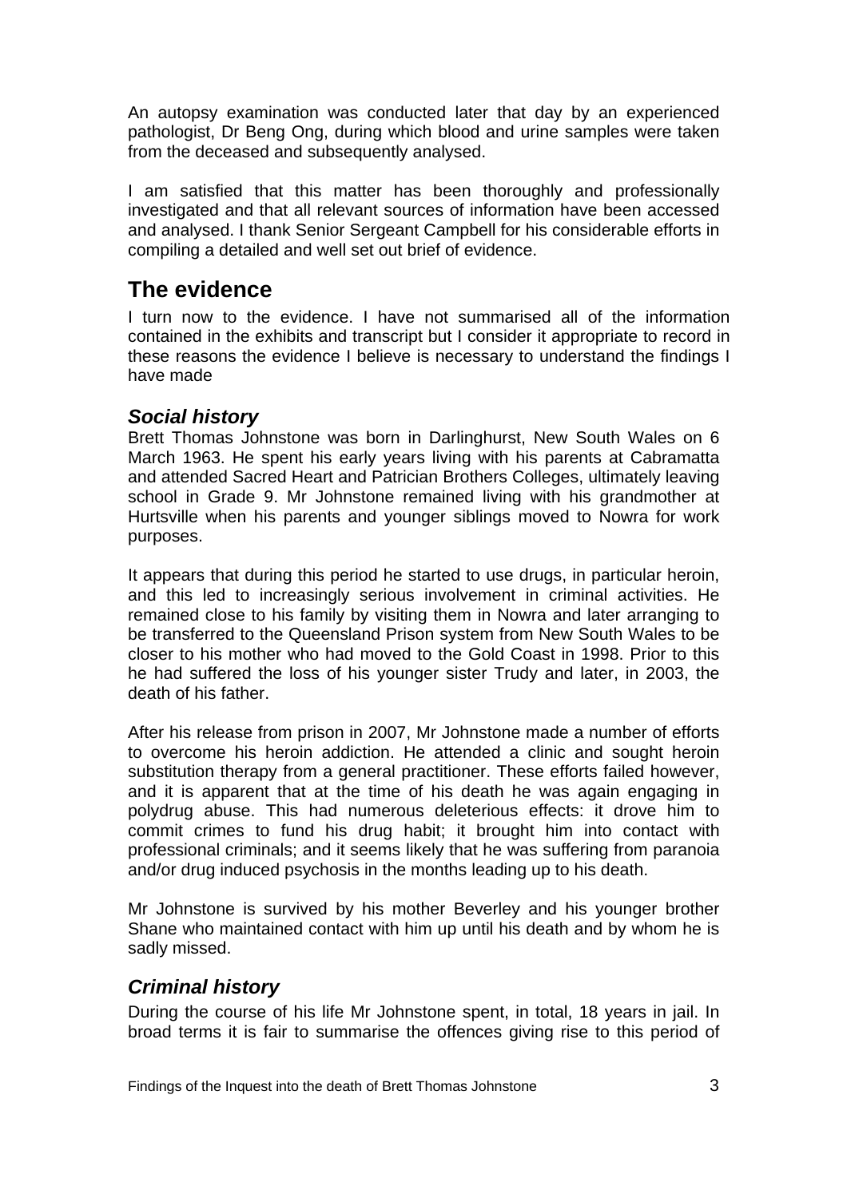An autopsy examination was conducted later that day by an experienced pathologist, Dr Beng Ong, during which blood and urine samples were taken from the deceased and subsequently analysed.

I am satisfied that this matter has been thoroughly and professionally investigated and that all relevant sources of information have been accessed and analysed. I thank Senior Sergeant Campbell for his considerable efforts in compiling a detailed and well set out brief of evidence.

## The evidence

I turn now to the evidence. I have not summarised all of the information contained in the exhibits and transcript but I consider it appropriate to record in these reasons the evidence I believe is necessary to understand the findings I have made

### *Social history*

Brett Thomas Johnstone was born in Darlinghurst, New South Wales on 6 March 1963. He spent his early years living with his parents at Cabramatta and attended Sacred Heart and Patrician Brothers Colleges, ultimately leaving school in Grade 9. Mr Johnstone remained living with his grandmother at Hurtsville when his parents and younger siblings moved to Nowra for work purposes.

It appears that during this period he started to use drugs, in particular heroin, and this led to increasingly serious involvement in criminal activities. He remained close to his family by visiting them in Nowra and later arranging to be transferred to the Queensland Prison system from New South Wales to be closer to his mother who had moved to the Gold Coast in 1998. Prior to this he had suffered the loss of his younger sister Trudy and later, in 2003, the death of his father.

After his release from prison in 2007, Mr Johnstone made a number of efforts to overcome his heroin addiction. He attended a clinic and sought heroin substitution therapy from a general practitioner. These efforts failed however, and it is apparent that at the time of his death he was again engaging in polydrug abuse. This had numerous deleterious effects: it drove him to commit crimes to fund his drug habit; it brought him into contact with professional criminals; and it seems likely that he was suffering from paranoia and/or drug induced psychosis in the months leading up to his death.

Mr Johnstone is survived by his mother Beverley and his younger brother Shane who maintained contact with him up until his death and by whom he is sadly missed.

### *Criminal history*

During the course of his life Mr Johnstone spent, in total, 18 years in jail. In broad terms it is fair to summarise the offences giving rise to this period of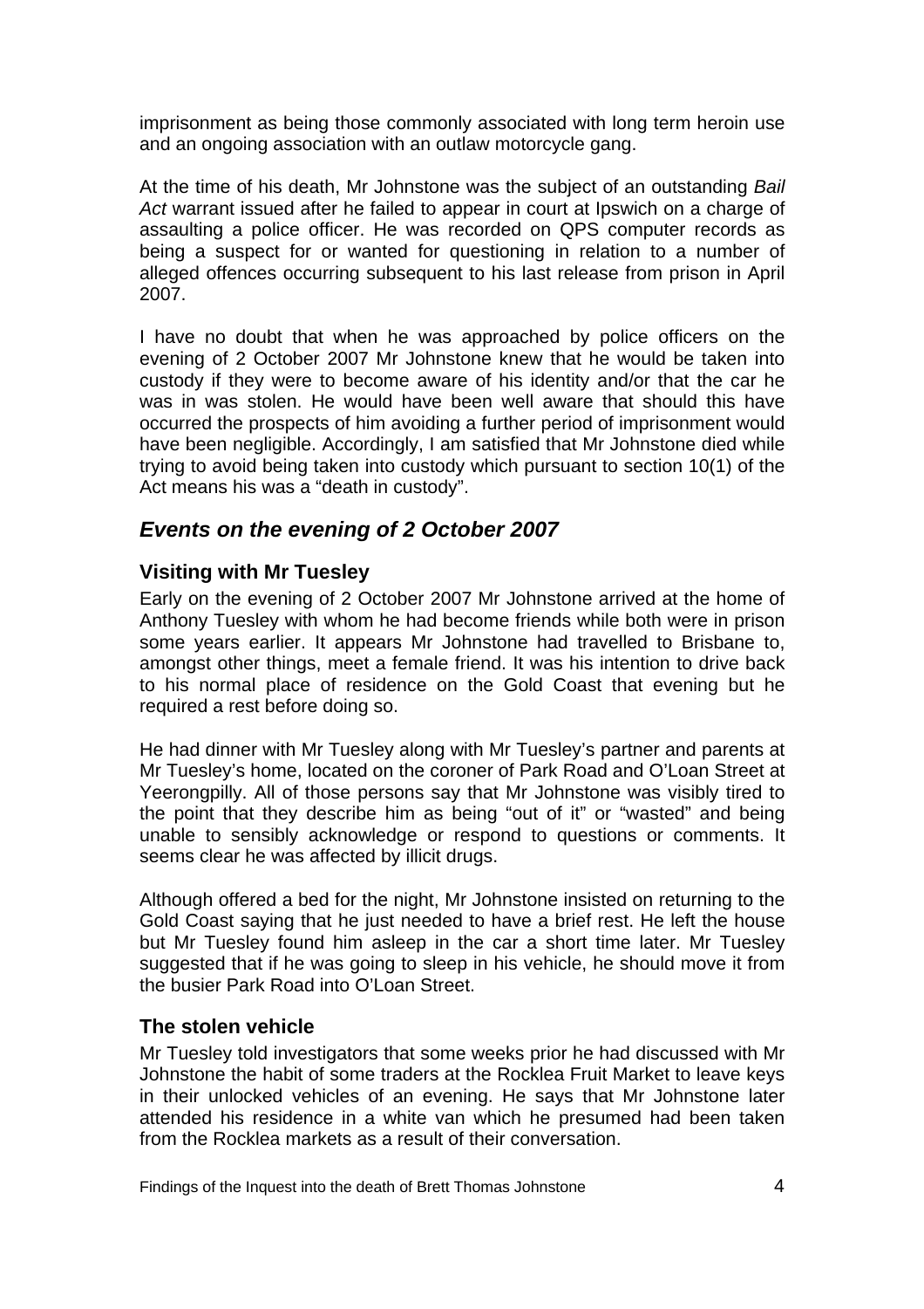imprisonment as being those commonly associated with long term heroin use and an ongoing association with an outlaw motorcycle gang.

At the time of his death, Mr Johnstone was the subject of an outstanding *Bail Act* warrant issued after he failed to appear in court at Ipswich on a charge of assaulting a police officer. He was recorded on QPS computer records as being a suspect for or wanted for questioning in relation to a number of alleged offences occurring subsequent to his last release from prison in April 2007.

I have no doubt that when he was approached by police officers on the evening of 2 October 2007 Mr Johnstone knew that he would be taken into custody if they were to become aware of his identity and/or that the car he was in was stolen. He would have been well aware that should this have occurred the prospects of him avoiding a further period of imprisonment would have been negligible. Accordingly, I am satisfied that Mr Johnstone died while trying to avoid being taken into custody which pursuant to section 10(1) of the Act means his was a "death in custody".

## *Events on the evening of 2 October 2007*

### Visiting with Mr Tuesley

Early on the evening of 2 October 2007 Mr Johnstone arrived at the home of Anthony Tuesley with whom he had become friends while both were in prison some years earlier. It appears Mr Johnstone had travelled to Brisbane to, amongst other things, meet a female friend. It was his intention to drive back to his normal place of residence on the Gold Coast that evening but he required a rest before doing so.

He had dinner with Mr Tuesley along with Mr Tuesley's partner and parents at Mr Tuesley's home, located on the coroner of Park Road and O'Loan Street at Yeerongpilly. All of those persons say that Mr Johnstone was visibly tired to the point that they describe him as being "out of it" or "wasted" and being unable to sensibly acknowledge or respond to questions or comments. It seems clear he was affected by illicit drugs.

Although offered a bed for the night, Mr Johnstone insisted on returning to the Gold Coast saying that he just needed to have a brief rest. He left the house but Mr Tuesley found him asleep in the car a short time later. Mr Tuesley suggested that if he was going to sleep in his vehicle, he should move it from the busier Park Road into O'Loan Street.

### The stolen vehicle

Mr Tuesley told investigators that some weeks prior he had discussed with Mr Johnstone the habit of some traders at the Rocklea Fruit Market to leave keys in their unlocked vehicles of an evening. He says that Mr Johnstone later attended his residence in a white van which he presumed had been taken from the Rocklea markets as a result of their conversation.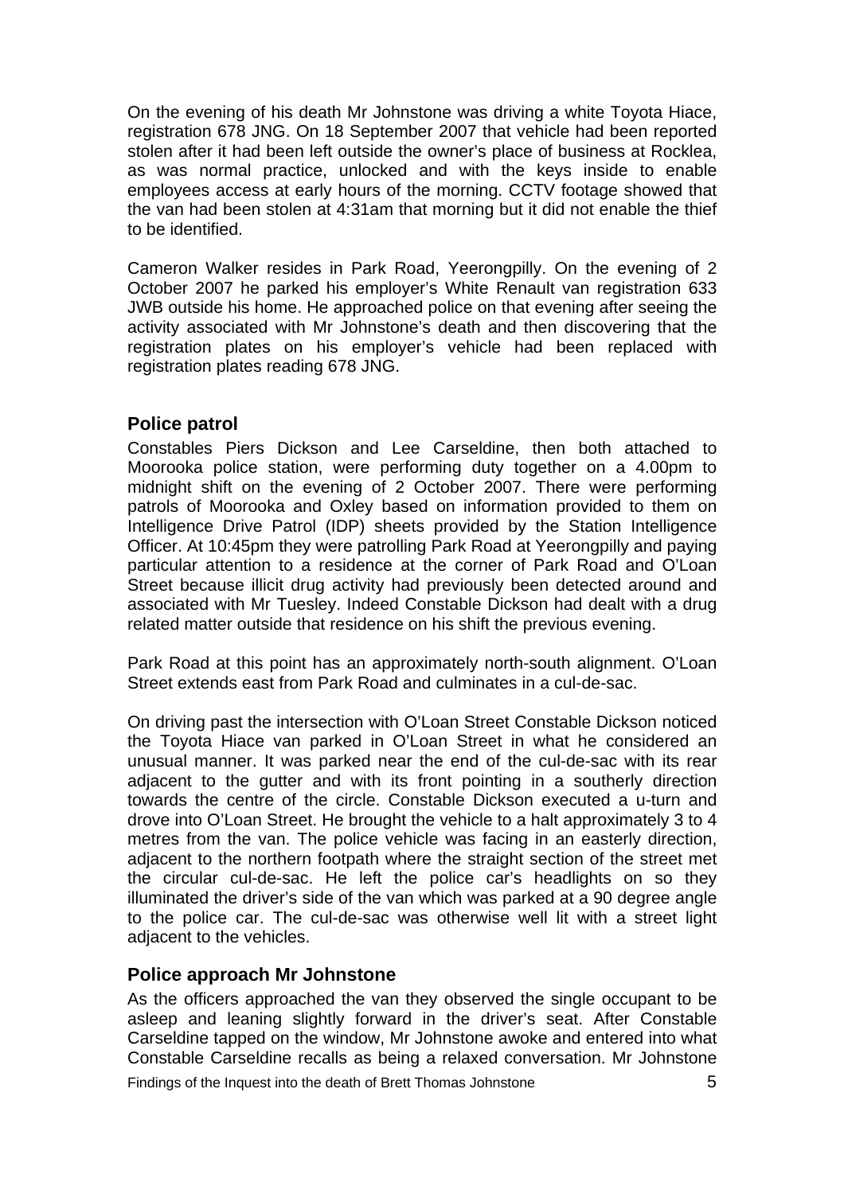On the evening of his death Mr Johnstone was driving a white Toyota Hiace, registration 678 JNG. On 18 September 2007 that vehicle had been reported stolen after it had been left outside the owner's place of business at Rocklea, as was normal practice, unlocked and with the keys inside to enable employees access at early hours of the morning. CCTV footage showed that the van had been stolen at 4:31am that morning but it did not enable the thief to be identified.

Cameron Walker resides in Park Road, Yeerongpilly. On the evening of 2 October 2007 he parked his employer's White Renault van registration 633 JWB outside his home. He approached police on that evening after seeing the activity associated with Mr Johnstone's death and then discovering that the registration plates on his employer's vehicle had been replaced with registration plates reading 678 JNG.

## Police patrol

Constables Piers Dickson and Lee Carseldine, then both attached to Moorooka police station, were performing duty together on a 4.00pm to midnight shift on the evening of 2 October 2007. There were performing patrols of Moorooka and Oxley based on information provided to them on Intelligence Drive Patrol (IDP) sheets provided by the Station Intelligence Officer. At 10:45pm they were patrolling Park Road at Yeerongpilly and paying particular attention to a residence at the corner of Park Road and O'Loan Street because illicit drug activity had previously been detected around and associated with Mr Tuesley. Indeed Constable Dickson had dealt with a drug related matter outside that residence on his shift the previous evening.

Park Road at this point has an approximately north-south alignment. O'Loan Street extends east from Park Road and culminates in a cul-de-sac.

On driving past the intersection with O'Loan Street Constable Dickson noticed the Toyota Hiace van parked in O'Loan Street in what he considered an unusual manner. It was parked near the end of the cul-de-sac with its rear adjacent to the gutter and with its front pointing in a southerly direction towards the centre of the circle. Constable Dickson executed a u-turn and drove into O'Loan Street. He brought the vehicle to a halt approximately 3 to 4 metres from the van. The police vehicle was facing in an easterly direction, adjacent to the northern footpath where the straight section of the street met the circular cul-de-sac. He left the police car's headlights on so they illuminated the driver's side of the van which was parked at a 90 degree angle to the police car. The cul-de-sac was otherwise well lit with a street light adjacent to the vehicles.

## Police approach Mr Johnstone

As the officers approached the van they observed the single occupant to be asleep and leaning slightly forward in the driver's seat. After Constable Carseldine tapped on the window, Mr Johnstone awoke and entered into what Constable Carseldine recalls as being a relaxed conversation. Mr Johnstone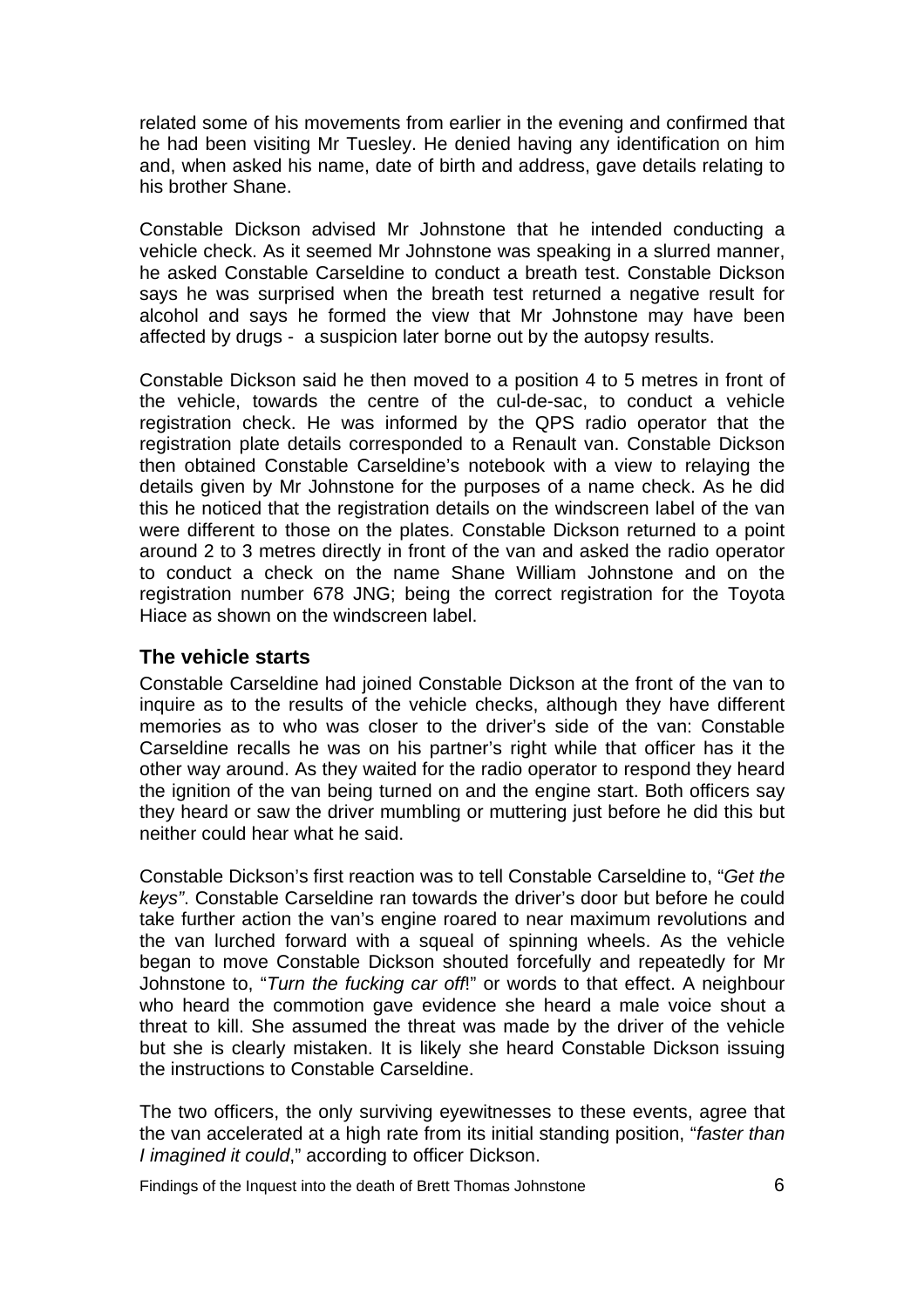related some of his movements from earlier in the evening and confirmed that he had been visiting Mr Tuesley. He denied having any identification on him and, when asked his name, date of birth and address, gave details relating to his brother Shane.

Constable Dickson advised Mr Johnstone that he intended conducting a vehicle check. As it seemed Mr Johnstone was speaking in a slurred manner, he asked Constable Carseldine to conduct a breath test. Constable Dickson says he was surprised when the breath test returned a negative result for alcohol and says he formed the view that Mr Johnstone may have been affected by drugs - a suspicion later borne out by the autopsy results.

Constable Dickson said he then moved to a position 4 to 5 metres in front of the vehicle, towards the centre of the cul-de-sac, to conduct a vehicle registration check. He was informed by the QPS radio operator that the registration plate details corresponded to a Renault van. Constable Dickson then obtained Constable Carseldine's notebook with a view to relaying the details given by Mr Johnstone for the purposes of a name check. As he did this he noticed that the registration details on the windscreen label of the van were different to those on the plates. Constable Dickson returned to a point around 2 to 3 metres directly in front of the van and asked the radio operator to conduct a check on the name Shane William Johnstone and on the registration number 678 JNG; being the correct registration for the Toyota Hiace as shown on the windscreen label.

## The vehicle starts

Constable Carseldine had joined Constable Dickson at the front of the van to inquire as to the results of the vehicle checks, although they have different memories as to who was closer to the driver's side of the van: Constable Carseldine recalls he was on his partner's right while that officer has it the other way around. As they waited for the radio operator to respond they heard the ignition of the van being turned on and the engine start. Both officers say they heard or saw the driver mumbling or muttering just before he did this but neither could hear what he said.

Constable Dickson's first reaction was to tell Constable Carseldine to, "*Get the keys"*. Constable Carseldine ran towards the driver's door but before he could take further action the van's engine roared to near maximum revolutions and the van lurched forward with a squeal of spinning wheels. As the vehicle began to move Constable Dickson shouted forcefully and repeatedly for Mr Johnstone to, "*Turn the fucking car off*!" or words to that effect. A neighbour who heard the commotion gave evidence she heard a male voice shout a threat to kill. She assumed the threat was made by the driver of the vehicle but she is clearly mistaken. It is likely she heard Constable Dickson issuing the instructions to Constable Carseldine.

The two officers, the only surviving eyewitnesses to these events, agree that the van accelerated at a high rate from its initial standing position, "*faster than I imagined it could*," according to officer Dickson.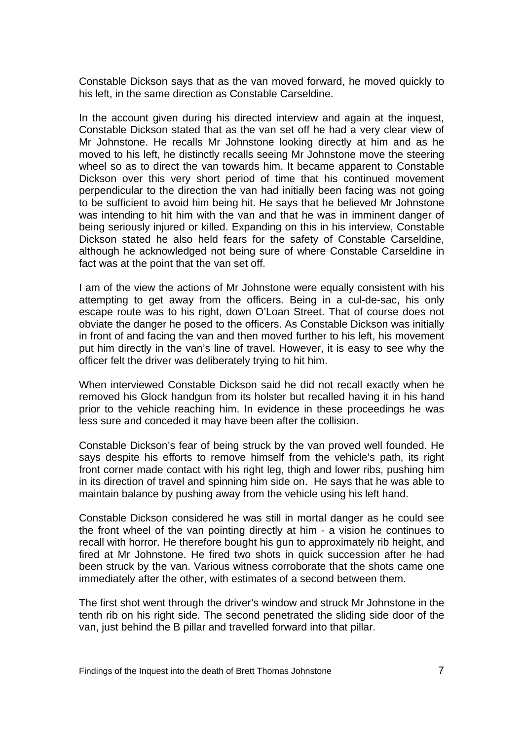Constable Dickson says that as the van moved forward, he moved quickly to his left, in the same direction as Constable Carseldine.

In the account given during his directed interview and again at the inquest, Constable Dickson stated that as the van set off he had a very clear view of Mr Johnstone. He recalls Mr Johnstone looking directly at him and as he moved to his left, he distinctly recalls seeing Mr Johnstone move the steering wheel so as to direct the van towards him. It became apparent to Constable Dickson over this very short period of time that his continued movement perpendicular to the direction the van had initially been facing was not going to be sufficient to avoid him being hit. He says that he believed Mr Johnstone was intending to hit him with the van and that he was in imminent danger of being seriously injured or killed. Expanding on this in his interview, Constable Dickson stated he also held fears for the safety of Constable Carseldine, although he acknowledged not being sure of where Constable Carseldine in fact was at the point that the van set off.

I am of the view the actions of Mr Johnstone were equally consistent with his attempting to get away from the officers. Being in a cul-de-sac, his only escape route was to his right, down O'Loan Street. That of course does not obviate the danger he posed to the officers. As Constable Dickson was initially in front of and facing the van and then moved further to his left, his movement put him directly in the van's line of travel. However, it is easy to see why the officer felt the driver was deliberately trying to hit him.

When interviewed Constable Dickson said he did not recall exactly when he removed his Glock handgun from its holster but recalled having it in his hand prior to the vehicle reaching him. In evidence in these proceedings he was less sure and conceded it may have been after the collision.

Constable Dickson's fear of being struck by the van proved well founded. He says despite his efforts to remove himself from the vehicle's path, its right front corner made contact with his right leg, thigh and lower ribs, pushing him in its direction of travel and spinning him side on. He says that he was able to maintain balance by pushing away from the vehicle using his left hand.

Constable Dickson considered he was still in mortal danger as he could see the front wheel of the van pointing directly at him - a vision he continues to recall with horror. He therefore bought his gun to approximately rib height, and fired at Mr Johnstone. He fired two shots in quick succession after he had been struck by the van. Various witness corroborate that the shots came one immediately after the other, with estimates of a second between them.

The first shot went through the driver's window and struck Mr Johnstone in the tenth rib on his right side. The second penetrated the sliding side door of the van, just behind the B pillar and travelled forward into that pillar.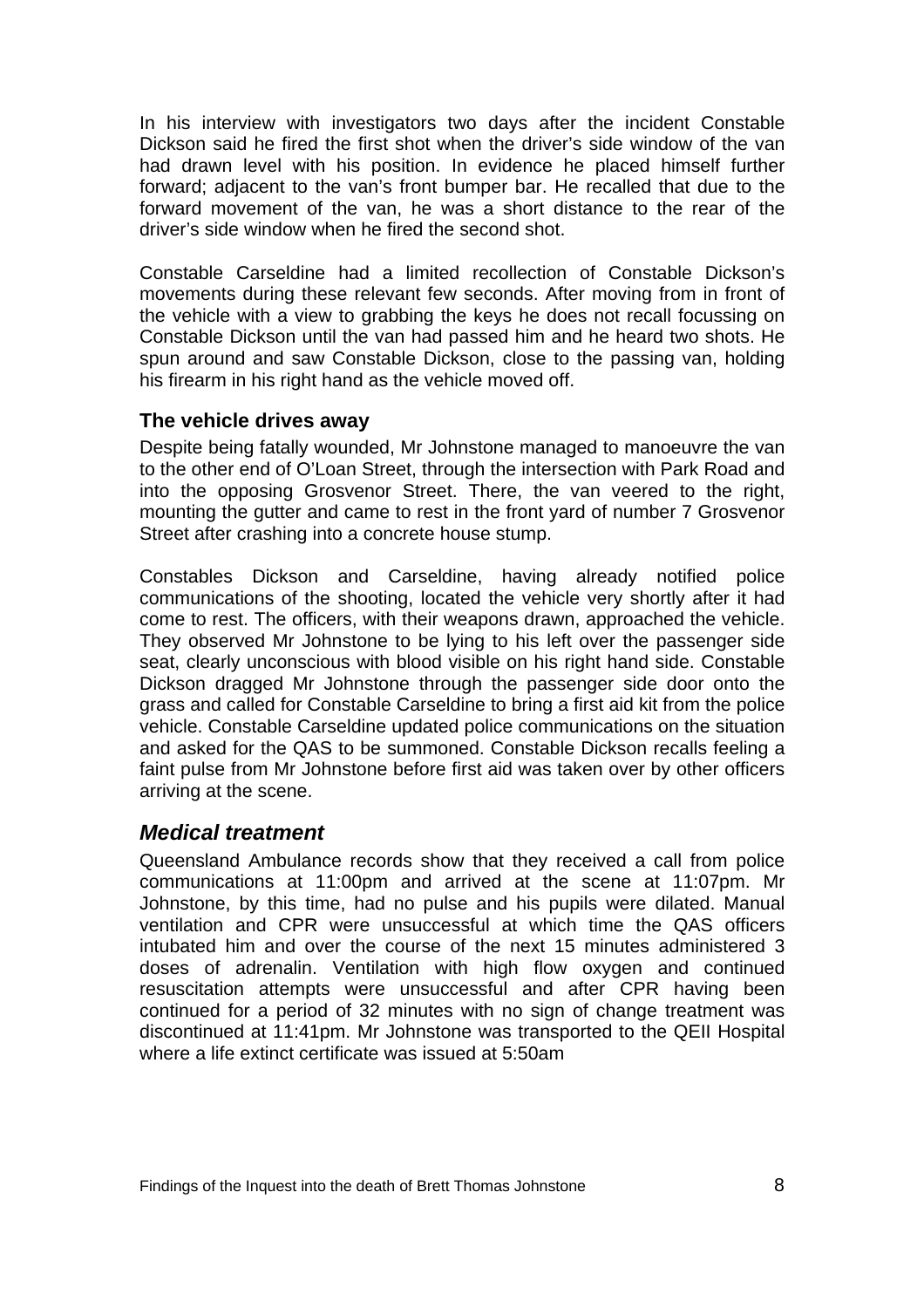In his interview with investigators two days after the incident Constable Dickson said he fired the first shot when the driver's side window of the van had drawn level with his position. In evidence he placed himself further forward; adjacent to the van's front bumper bar. He recalled that due to the forward movement of the van, he was a short distance to the rear of the driver's side window when he fired the second shot.

Constable Carseldine had a limited recollection of Constable Dickson's movements during these relevant few seconds. After moving from in front of the vehicle with a view to grabbing the keys he does not recall focussing on Constable Dickson until the van had passed him and he heard two shots. He spun around and saw Constable Dickson, close to the passing van, holding his firearm in his right hand as the vehicle moved off.

### The vehicle drives away

Despite being fatally wounded, Mr Johnstone managed to manoeuvre the van to the other end of O'Loan Street, through the intersection with Park Road and into the opposing Grosvenor Street. There, the van veered to the right, mounting the gutter and came to rest in the front yard of number 7 Grosvenor Street after crashing into a concrete house stump.

Constables Dickson and Carseldine, having already notified police communications of the shooting, located the vehicle very shortly after it had come to rest. The officers, with their weapons drawn, approached the vehicle. They observed Mr Johnstone to be lying to his left over the passenger side seat, clearly unconscious with blood visible on his right hand side. Constable Dickson dragged Mr Johnstone through the passenger side door onto the grass and called for Constable Carseldine to bring a first aid kit from the police vehicle. Constable Carseldine updated police communications on the situation and asked for the QAS to be summoned. Constable Dickson recalls feeling a faint pulse from Mr Johnstone before first aid was taken over by other officers arriving at the scene.

## *Medical treatment*

Queensland Ambulance records show that they received a call from police communications at 11:00pm and arrived at the scene at 11:07pm. Mr Johnstone, by this time, had no pulse and his pupils were dilated. Manual ventilation and CPR were unsuccessful at which time the QAS officers intubated him and over the course of the next 15 minutes administered 3 doses of adrenalin. Ventilation with high flow oxygen and continued resuscitation attempts were unsuccessful and after CPR having been continued for a period of 32 minutes with no sign of change treatment was discontinued at 11:41pm. Mr Johnstone was transported to the QEII Hospital where a life extinct certificate was issued at 5:50am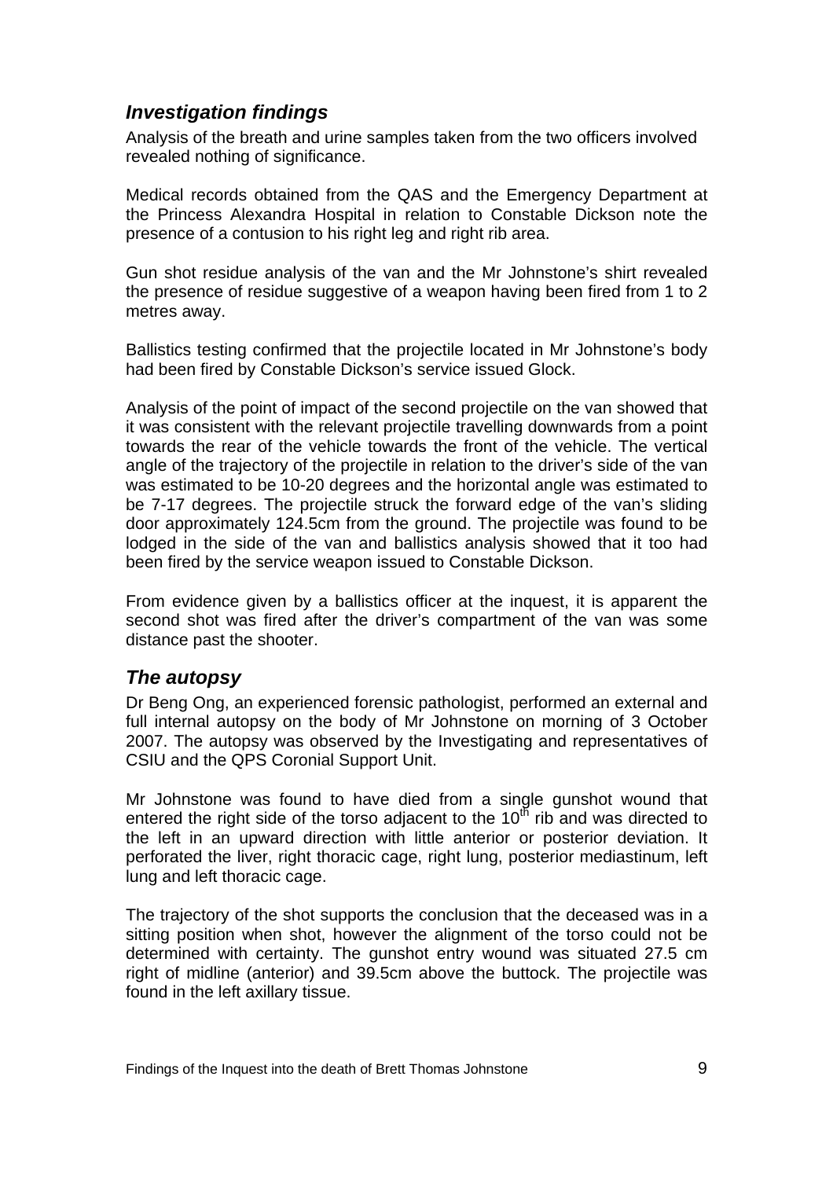## *Investigation findings*

Analysis of the breath and urine samples taken from the two officers involved revealed nothing of significance.

Medical records obtained from the QAS and the Emergency Department at the Princess Alexandra Hospital in relation to Constable Dickson note the presence of a contusion to his right leg and right rib area.

Gun shot residue analysis of the van and the Mr Johnstone's shirt revealed the presence of residue suggestive of a weapon having been fired from 1 to 2 metres away.

Ballistics testing confirmed that the projectile located in Mr Johnstone's body had been fired by Constable Dickson's service issued Glock.

Analysis of the point of impact of the second projectile on the van showed that it was consistent with the relevant projectile travelling downwards from a point towards the rear of the vehicle towards the front of the vehicle. The vertical angle of the trajectory of the projectile in relation to the driver's side of the van was estimated to be 10-20 degrees and the horizontal angle was estimated to be 7-17 degrees. The projectile struck the forward edge of the van's sliding door approximately 124.5cm from the ground. The projectile was found to be lodged in the side of the van and ballistics analysis showed that it too had been fired by the service weapon issued to Constable Dickson.

From evidence given by a ballistics officer at the inquest, it is apparent the second shot was fired after the driver's compartment of the van was some distance past the shooter.

## *The autopsy*

Dr Beng Ong, an experienced forensic pathologist, performed an external and full internal autopsy on the body of Mr Johnstone on morning of 3 October 2007. The autopsy was observed by the Investigating and representatives of CSIU and the QPS Coronial Support Unit.

Mr Johnstone was found to have died from a single gunshot wound that entered the right side of the torso adjacent to the 10th rib and was directed to the left in an upward direction with little anterior or posterior deviation. It perforated the liver, right thoracic cage, right lung, posterior mediastinum, left lung and left thoracic cage.

The trajectory of the shot supports the conclusion that the deceased was in a sitting position when shot, however the alignment of the torso could not be determined with certainty. The gunshot entry wound was situated 27.5 cm right of midline (anterior) and 39.5cm above the buttock. The projectile was found in the left axillary tissue.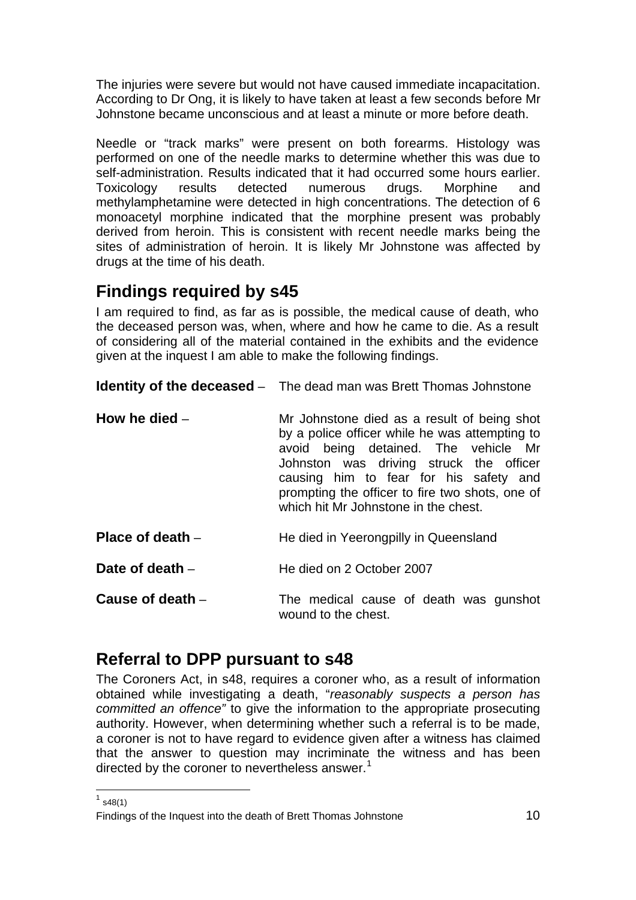The injuries were severe but would not have caused immediate incapacitation. According to Dr Ong, it is likely to have taken at least a few seconds before Mr Johnstone became unconscious and at least a minute or more before death.

Needle or "track marks" were present on both forearms. Histology was performed on one of the needle marks to determine whether this was due to self-administration. Results indicated that it had occurred some hours earlier. Toxicology results detected numerous drugs. Morphine and methylamphetamine were detected in high concentrations. The detection of 6 monoacetyl morphine indicated that the morphine present was probably derived from heroin. This is consistent with recent needle marks being the sites of administration of heroin. It is likely Mr Johnstone was affected by drugs at the time of his death.

## Findings required by s45

I am required to find, as far as is possible, the medical cause of death, who the deceased person was, when, where and how he came to die. As a result of considering all of the material contained in the exhibits and the evidence given at the inquest I am able to make the following findings.

**Identity of the deceased** – The dead man was Brett Thomas Johnstone

**How he died** – Mr Johnstone died as a result of being shot by a police officer while he was attempting to avoid being detained. The vehicle Mr Johnston was driving struck the officer causing him to fear for his safety and prompting the officer to fire two shots, one of which hit Mr Johnstone in the chest.

**Place of death** – He died in Yeerongpilly in Queensland

**Date of death** – He died on 2 October 2007

**Cause of death** – The medical cause of death was gunshot wound to the chest.

## Referral to DPP pursuant to s48

The Coroners Act, in s48, requires a coroner who, as a result of information obtained while investigating a death, "*reasonably suspects a person has committed an offence"* to give the information to the appropriate prosecuting authority. However, when determining whether such a referral is to be made, a coroner is not to have regard to evidence given after a witness has claimed that the answer to question may incriminate the witness and has been directed by the coroner to nevertheless answer.[1]

[1] s48(1)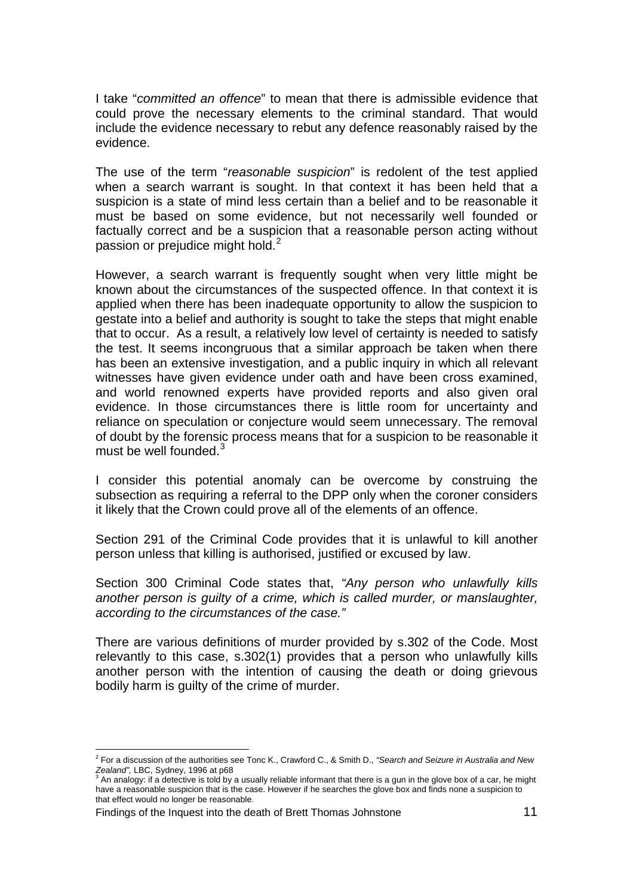I take "*committed an offence*" to mean that there is admissible evidence that could prove the necessary elements to the criminal standard. That would include the evidence necessary to rebut any defence reasonably raised by the evidence.

The use of the term "*reasonable suspicion*" is redolent of the test applied when a search warrant is sought. In that context it has been held that a suspicion is a state of mind less certain than a belief and to be reasonable it must be based on some evidence, but not necessarily well founded or factually correct and be a suspicion that a reasonable person acting without passion or prejudice might hold.[2]

However, a search warrant is frequently sought when very little might be known about the circumstances of the suspected offence. In that context it is applied when there has been inadequate opportunity to allow the suspicion to gestate into a belief and authority is sought to take the steps that might enable that to occur. As a result, a relatively low level of certainty is needed to satisfy the test. It seems incongruous that a similar approach be taken when there has been an extensive investigation, and a public inquiry in which all relevant witnesses have given evidence under oath and have been cross examined, and world renowned experts have provided reports and also given oral evidence. In those circumstances there is little room for uncertainty and reliance on speculation or conjecture would seem unnecessary. The removal of doubt by the forensic process means that for a suspicion to be reasonable it must be well founded.[3]

I consider this potential anomaly can be overcome by construing the subsection as requiring a referral to the DPP only when the coroner considers it likely that the Crown could prove all of the elements of an offence.

Section 291 of the Criminal Code provides that it is unlawful to kill another person unless that killing is authorised, justified or excused by law.

Section 300 Criminal Code states that, *"Any person who unlawfully kills another person is guilty of a crime, which is called murder, or manslaughter, according to the circumstances of the case."*

There are various definitions of murder provided by s.302 of the Code. Most relevantly to this case, s.302(1) provides that a person who unlawfully kills another person with the intention of causing the death or doing grievous bodily harm is guilty of the crime of murder.

---

[2] For a discussion of the authorities see Tonc K., Crawford C., & Smith D., *"Search and Seizure in Australia and New Zealand",* LBC, Sydney, 1996 at p68

[3] An analogy: if a detective is told by a usually reliable informant that there is a gun in the glove box of a car, he might have a reasonable suspicion that is the case. However if he searches the glove box and finds none a suspicion to that effect would no longer be reasonable.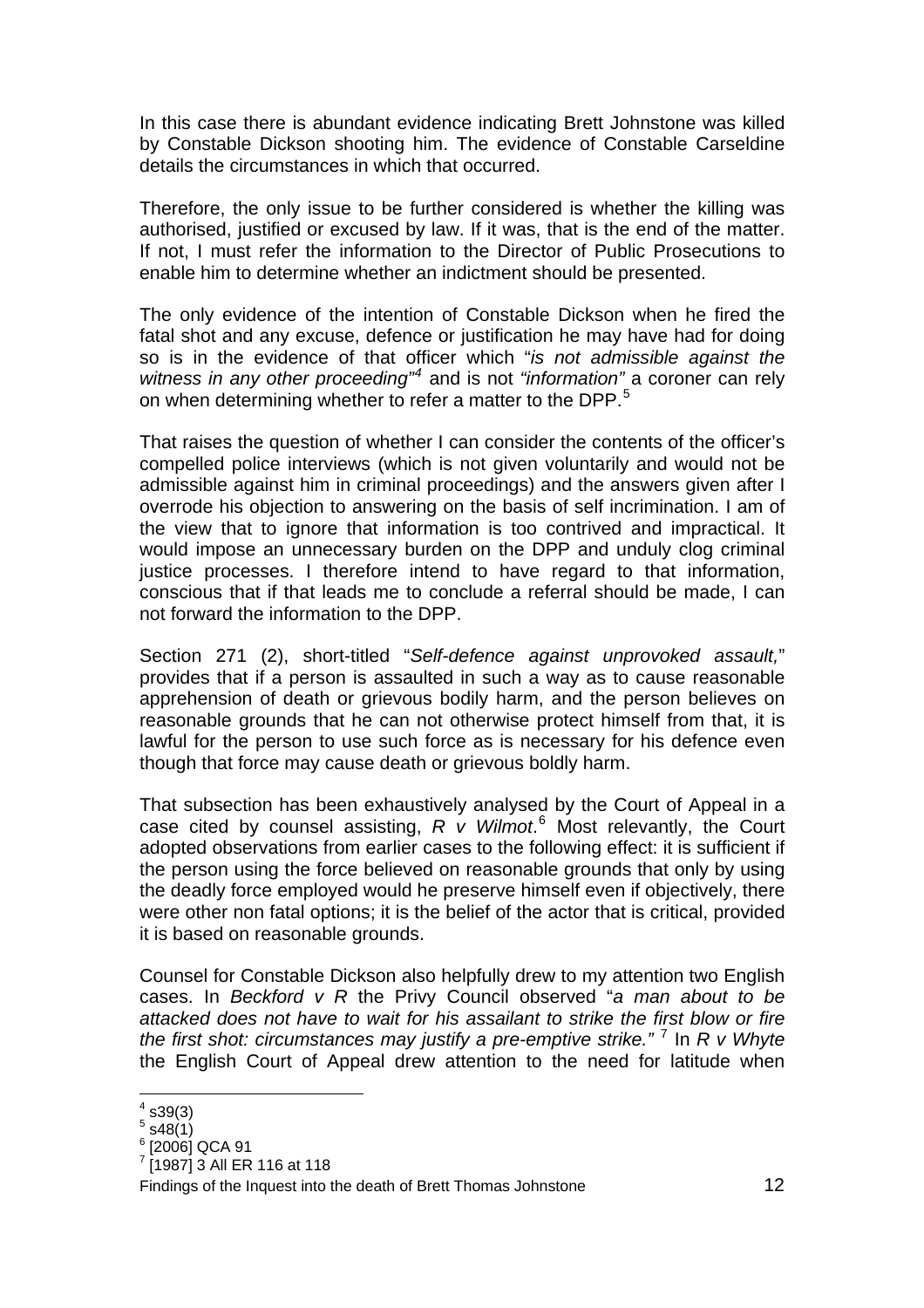In this case there is abundant evidence indicating Brett Johnstone was killed by Constable Dickson shooting him. The evidence of Constable Carseldine details the circumstances in which that occurred.

Therefore, the only issue to be further considered is whether the killing was authorised, justified or excused by law. If it was, that is the end of the matter. If not, I must refer the information to the Director of Public Prosecutions to enable him to determine whether an indictment should be presented.

The only evidence of the intention of Constable Dickson when he fired the fatal shot and any excuse, defence or justification he may have had for doing so is in the evidence of that officer which "*is not admissible against the witness in any other proceeding*"[4] and is not *"information"* a coroner can rely on when determining whether to refer a matter to the DPP.[5]

That raises the question of whether I can consider the contents of the officer's compelled police interviews (which is not given voluntarily and would not be admissible against him in criminal proceedings) and the answers given after I overrode his objection to answering on the basis of self incrimination. I am of the view that to ignore that information is too contrived and impractical. It would impose an unnecessary burden on the DPP and unduly clog criminal justice processes. I therefore intend to have regard to that information, conscious that if that leads me to conclude a referral should be made, I can not forward the information to the DPP.

Section 271 (2), short-titled "*Self-defence against unprovoked assault,*" provides that if a person is assaulted in such a way as to cause reasonable apprehension of death or grievous bodily harm, and the person believes on reasonable grounds that he can not otherwise protect himself from that, it is lawful for the person to use such force as is necessary for his defence even though that force may cause death or grievous boldly harm.

That subsection has been exhaustively analysed by the Court of Appeal in a case cited by counsel assisting, *R v Wilmot*.[6] Most relevantly, the Court adopted observations from earlier cases to the following effect: it is sufficient if the person using the force believed on reasonable grounds that only by using the deadly force employed would he preserve himself even if objectively, there were other non fatal options; it is the belief of the actor that is critical, provided it is based on reasonable grounds.

Counsel for Constable Dickson also helpfully drew to my attention two English cases. In *Beckford v R* the Privy Council observed "*a man about to be attacked does not have to wait for his assailant to strike the first blow or fire the first shot: circumstances may justify a pre-emptive strike."* [7] In *R v Whyte* the English Court of Appeal drew attention to the need for latitude when

---

[4] s39(3)
[5] s48(1)
[6] [2006] QCA 91
[7] [1987] 3 All ER 116 at 118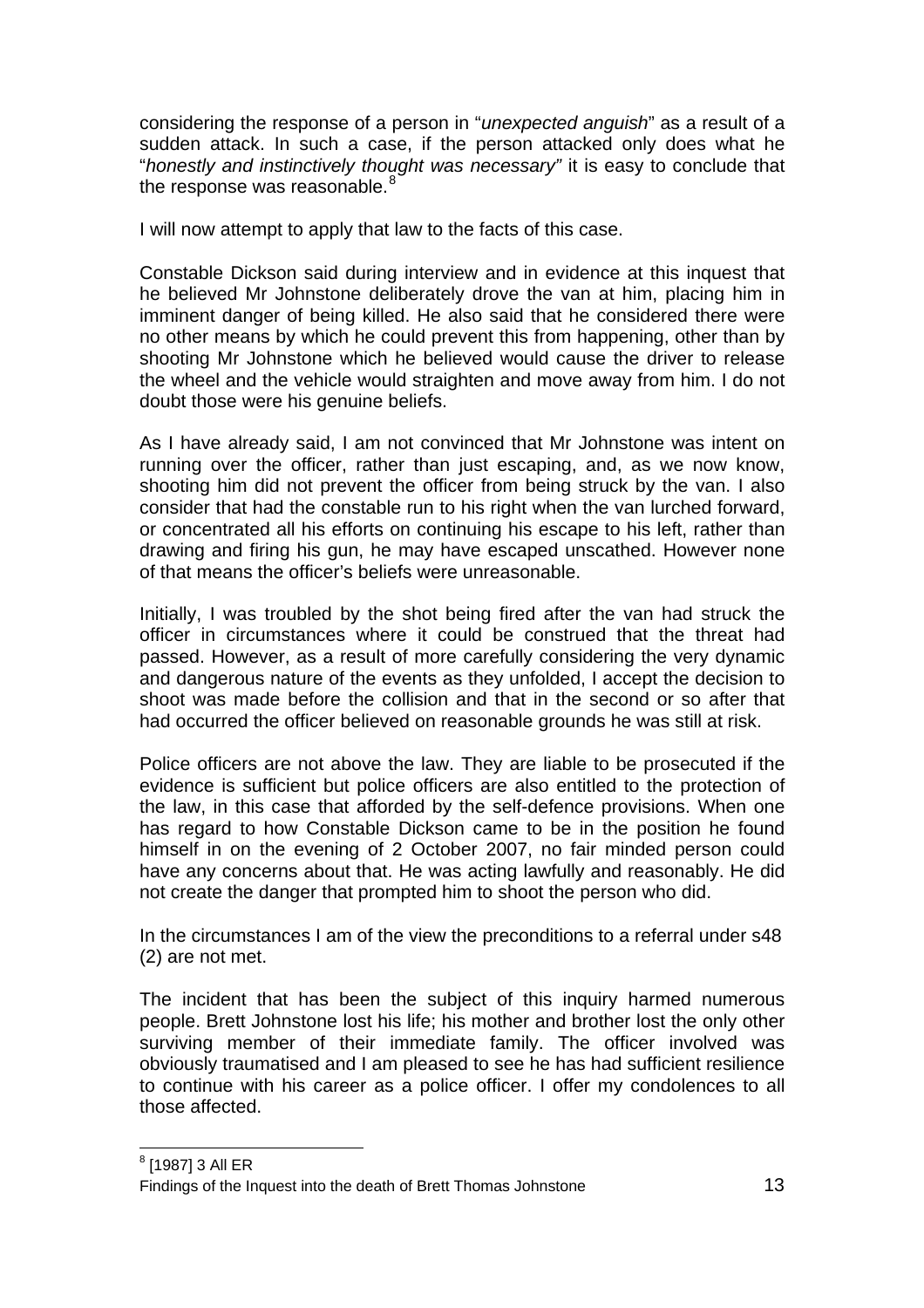considering the response of a person in "*unexpected anguish*" as a result of a sudden attack. In such a case, if the person attacked only does what he "*honestly and instinctively thought was necessary*" it is easy to conclude that the response was reasonable.[8]

I will now attempt to apply that law to the facts of this case.

Constable Dickson said during interview and in evidence at this inquest that he believed Mr Johnstone deliberately drove the van at him, placing him in imminent danger of being killed. He also said that he considered there were no other means by which he could prevent this from happening, other than by shooting Mr Johnstone which he believed would cause the driver to release the wheel and the vehicle would straighten and move away from him. I do not doubt those were his genuine beliefs.

As I have already said, I am not convinced that Mr Johnstone was intent on running over the officer, rather than just escaping, and, as we now know, shooting him did not prevent the officer from being struck by the van. I also consider that had the constable run to his right when the van lurched forward, or concentrated all his efforts on continuing his escape to his left, rather than drawing and firing his gun, he may have escaped unscathed. However none of that means the officer's beliefs were unreasonable.

Initially, I was troubled by the shot being fired after the van had struck the officer in circumstances where it could be construed that the threat had passed. However, as a result of more carefully considering the very dynamic and dangerous nature of the events as they unfolded, I accept the decision to shoot was made before the collision and that in the second or so after that had occurred the officer believed on reasonable grounds he was still at risk.

Police officers are not above the law. They are liable to be prosecuted if the evidence is sufficient but police officers are also entitled to the protection of the law, in this case that afforded by the self-defence provisions. When one has regard to how Constable Dickson came to be in the position he found himself in on the evening of 2 October 2007, no fair minded person could have any concerns about that. He was acting lawfully and reasonably. He did not create the danger that prompted him to shoot the person who did.

In the circumstances I am of the view the preconditions to a referral under s48 (2) are not met.

The incident that has been the subject of this inquiry harmed numerous people. Brett Johnstone lost his life; his mother and brother lost the only other surviving member of their immediate family. The officer involved was obviously traumatised and I am pleased to see he has had sufficient resilience to continue with his career as a police officer. I offer my condolences to all those affected.

---

[8] [1987] 3 All ER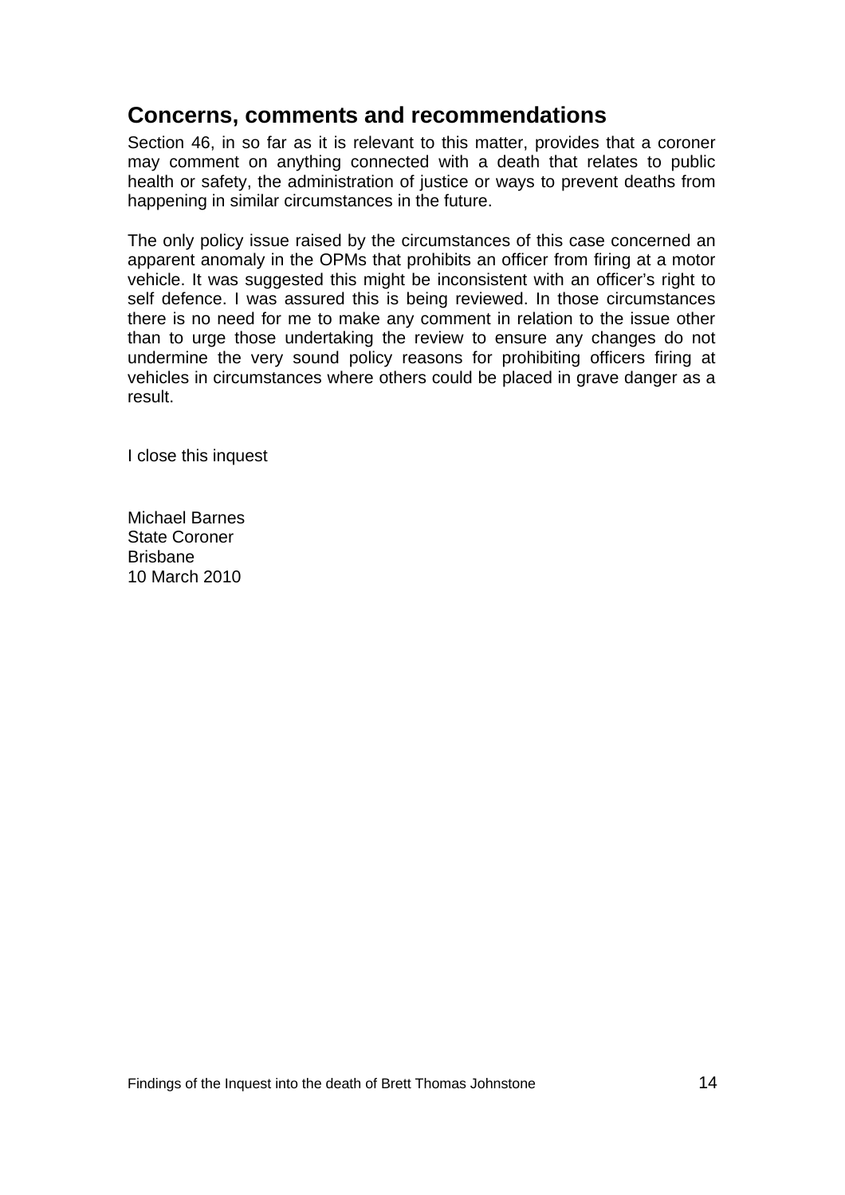## Concerns, comments and recommendations

Section 46, in so far as it is relevant to this matter, provides that a coroner may comment on anything connected with a death that relates to public health or safety, the administration of justice or ways to prevent deaths from happening in similar circumstances in the future.

The only policy issue raised by the circumstances of this case concerned an apparent anomaly in the OPMs that prohibits an officer from firing at a motor vehicle. It was suggested this might be inconsistent with an officer's right to self defence. I was assured this is being reviewed. In those circumstances there is no need for me to make any comment in relation to the issue other than to urge those undertaking the review to ensure any changes do not undermine the very sound policy reasons for prohibiting officers firing at vehicles in circumstances where others could be placed in grave danger as a result.

I close this inquest

Michael Barnes
State Coroner
Brisbane
10 March 2010